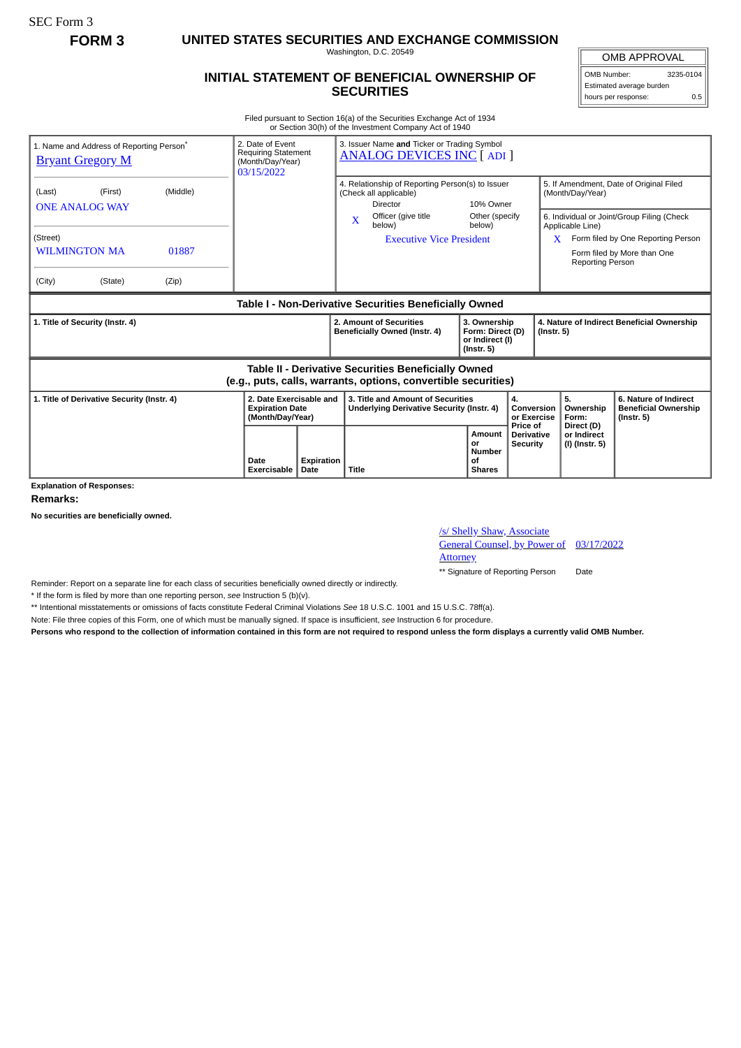SEC Form 3

**FORM 3**

# UNITED STATES SECURITIES AND EXCHANGE COMMISSION

Washington, D.C. 20549

## INITIAL STATEMENT OF BENEFICIAL OWNERSHIP OF SECURITIES

| OMB APPROVAL | |
|---|---|
| OMB Number: | 3235-0104 |
| Estimated average burden | |
| hours per response: | 0.5 |

Filed pursuant to Section 16(a) of the Securities Exchange Act of 1934
or Section 30(h) of the Investment Company Act of 1940

| 1. Name and Address of Reporting Person* | 2. Date of Event Requiring Statement (Month/Day/Year) | 3. Issuer Name and Ticker or Trading Symbol |
|---|---|---|
| Bryant Gregory M | 03/15/2022 | ANALOG DEVICES INC [ ADI ] |
| (Last) (First) (Middle) ONE ANALOG WAY | | 4. Relationship of Reporting Person(s) to Issuer (Check all applicable): Director; 10% Owner; X Officer (give title below); Other (specify below) — Executive Vice President |
| (Street) WILMINGTON MA 01887 | | 5. If Amendment, Date of Original Filed (Month/Day/Year) |
| (City) (State) (Zip) | | 6. Individual or Joint/Group Filing (Check Applicable Line): X Form filed by One Reporting Person; Form filed by More than One Reporting Person |

**Table I - Non-Derivative Securities Beneficially Owned**

| 1. Title of Security (Instr. 4) | 2. Amount of Securities Beneficially Owned (Instr. 4) | 3. Ownership Form: Direct (D) or Indirect (I) (Instr. 5) | 4. Nature of Indirect Beneficial Ownership (Instr. 5) |
|---|---|---|---|

**Table II - Derivative Securities Beneficially Owned (e.g., puts, calls, warrants, options, convertible securities)**

| 1. Title of Derivative Security (Instr. 4) | 2. Date Exercisable and Expiration Date (Month/Day/Year) | | 3. Title and Amount of Securities Underlying Derivative Security (Instr. 4) | | 4. Conversion or Exercise Price of Derivative Security | 5. Ownership Form: Direct (D) or Indirect (I) (Instr. 5) | 6. Nature of Indirect Beneficial Ownership (Instr. 5) |
|---|---|---|---|---|---|---|---|
| | Date Exercisable | Expiration Date | Title | Amount or Number of Shares | | | |

**Explanation of Responses:**

**Remarks:**

**No securities are beneficially owned.**

| /s/ Shelly Shaw, Associate General Counsel, by Power of Attorney | 03/17/2022 |
|---|---|
| ** Signature of Reporting Person | Date |

Reminder: Report on a separate line for each class of securities beneficially owned directly or indirectly.

* If the form is filed by more than one reporting person, *see* Instruction 5 (b)(v).

** Intentional misstatements or omissions of facts constitute Federal Criminal Violations *See* 18 U.S.C. 1001 and 15 U.S.C. 78ff(a).

Note: File three copies of this Form, one of which must be manually signed. If space is insufficient, *see* Instruction 6 for procedure.

**Persons who respond to the collection of information contained in this form are not required to respond unless the form displays a currently valid OMB Number.**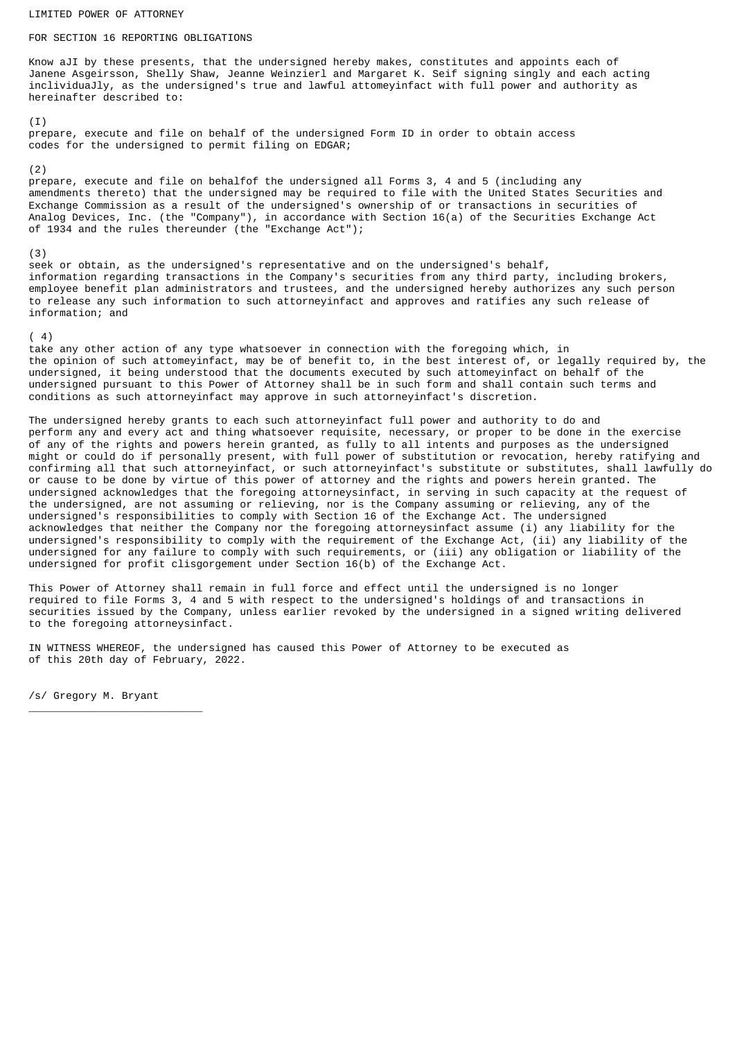LIMITED POWER OF ATTORNEY

FOR SECTION 16 REPORTING OBLIGATIONS

Know aJI by these presents, that the undersigned hereby makes, constitutes and appoints each of Janene Asgeirsson, Shelly Shaw, Jeanne Weinzierl and Margaret K. Seif signing singly and each acting inclividuaJly, as the undersigned's true and lawful attomeyinfact with full power and authority as hereinafter described to:

(I)
prepare, execute and file on behalf of the undersigned Form ID in order to obtain access codes for the undersigned to permit filing on EDGAR;

(2)
prepare, execute and file on behalfof the undersigned all Forms 3, 4 and 5 (including any amendments thereto) that the undersigned may be required to file with the United States Securities and Exchange Commission as a result of the undersigned's ownership of or transactions in securities of Analog Devices, Inc. (the "Company"), in accordance with Section 16(a) of the Securities Exchange Act of 1934 and the rules thereunder (the "Exchange Act");

(3)
seek or obtain, as the undersigned's representative and on the undersigned's behalf, information regarding transactions in the Company's securities from any third party, including brokers, employee benefit plan administrators and trustees, and the undersigned hereby authorizes any such person to release any such information to such attorneyinfact and approves and ratifies any such release of information; and

( 4)
take any other action of any type whatsoever in connection with the foregoing which, in the opinion of such attomeyinfact, may be of benefit to, in the best interest of, or legally required by, the undersigned, it being understood that the documents executed by such attomeyinfact on behalf of the undersigned pursuant to this Power of Attorney shall be in such form and shall contain such terms and conditions as such attorneyinfact may approve in such attorneyinfact's discretion.

The undersigned hereby grants to each such attorneyinfact full power and authority to do and perform any and every act and thing whatsoever requisite, necessary, or proper to be done in the exercise of any of the rights and powers herein granted, as fully to all intents and purposes as the undersigned might or could do if personally present, with full power of substitution or revocation, hereby ratifying and confirming all that such attorneyinfact, or such attorneyinfact's substitute or substitutes, shall lawfully do or cause to be done by virtue of this power of attorney and the rights and powers herein granted. The undersigned acknowledges that the foregoing attorneysinfact, in serving in such capacity at the request of the undersigned, are not assuming or relieving, nor is the Company assuming or relieving, any of the undersigned's responsibilities to comply with Section 16 of the Exchange Act. The undersigned acknowledges that neither the Company nor the foregoing attorneysinfact assume (i) any liability for the undersigned's responsibility to comply with the requirement of the Exchange Act, (ii) any liability of the undersigned for any failure to comply with such requirements, or (iii) any obligation or liability of the undersigned for profit clisgorgement under Section 16(b) of the Exchange Act.

This Power of Attorney shall remain in full force and effect until the undersigned is no longer required to file Forms 3, 4 and 5 with respect to the undersigned's holdings of and transactions in securities issued by the Company, unless earlier revoked by the undersigned in a signed writing delivered to the foregoing attorneysinfact.

IN WITNESS WHEREOF, the undersigned has caused this Power of Attorney to be executed as of this 20th day of February, 2022.

/s/ Gregory M. Bryant
____________________________